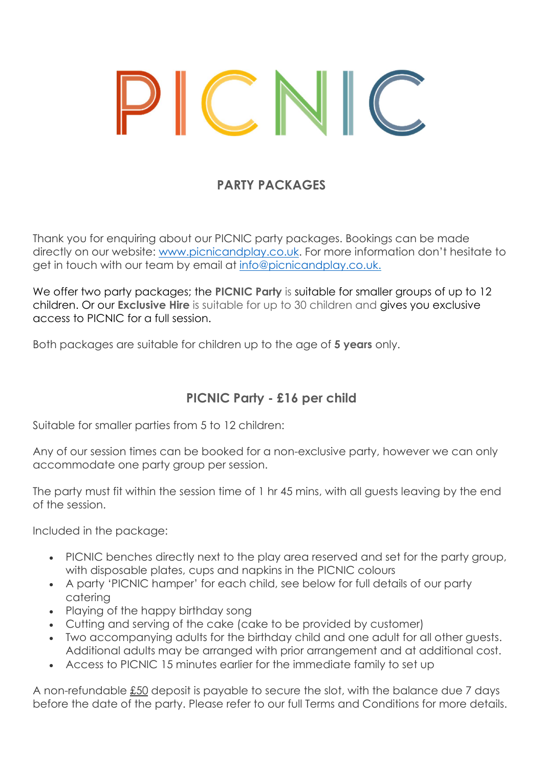# PICNIC

## PARTY PACKAGES

Thank you for enquiring about our PICNIC party packages. Bookings can be made directly on our website: [www.picnicandplay.co.uk](http://www.picnicandplay.co.uk). For more information don't hesitate to get in touch with our team by email at [info@picnicandplay.co.uk.](mailto:info@picnicandplay.co.uk)

We offer two party packages; the **PICNIC Party** is suitable for smaller groups of up to 12 children. Or our **Exclusive Hire** is suitable for up to 30 children and gives you exclusive access to PICNIC for a full session.

Both packages are suitable for children up to the age of **5 years** only.

## PICNIC Party - £16 per child

Suitable for smaller parties from 5 to 12 children:

Any of our session times can be booked for a non-exclusive party, however we can only accommodate one party group per session.

The party must fit within the session time of 1 hr 45 mins, with all guests leaving by the end of the session.

Included in the package:

- PICNIC benches directly next to the play area reserved and set for the party group, with disposable plates, cups and napkins in the PICNIC colours
- A party 'PICNIC hamper' for each child, see below for full details of our party catering
- Playing of the happy birthday song
- Cutting and serving of the cake (cake to be provided by customer)
- Two accompanying adults for the birthday child and one adult for all other guests. Additional adults may be arranged with prior arrangement and at additional cost.
- Access to PICNIC 15 minutes earlier for the immediate family to set up

A non-refundable £50 deposit is payable to secure the slot, with the balance due 7 days before the date of the party. Please refer to our full Terms and Conditions for more details.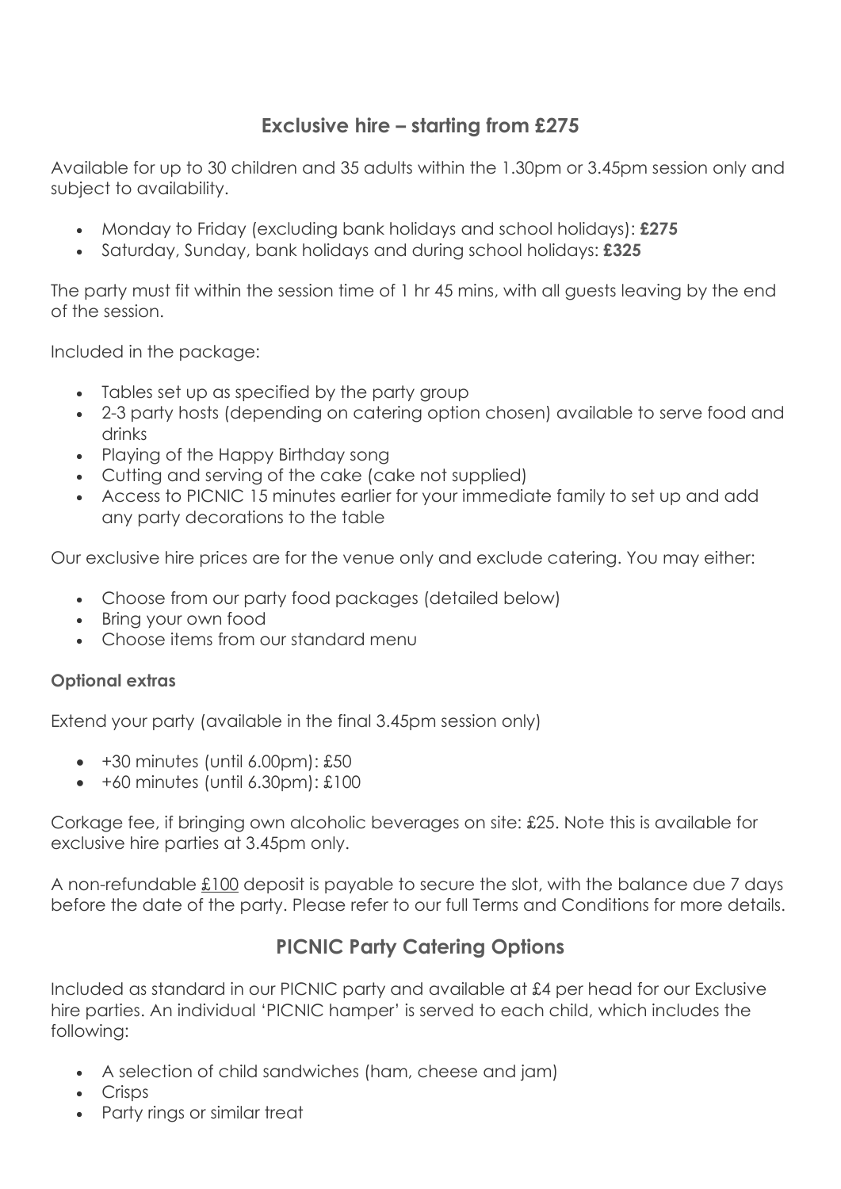## Exclusive hire – starting from £275

Available for up to 30 children and 35 adults within the 1.30pm or 3.45pm session only and subject to availability.

- Monday to Friday (excluding bank holidays and school holidays): **£275**
- Saturday, Sunday, bank holidays and during school holidays: **£325**

The party must fit within the session time of 1 hr 45 mins, with all guests leaving by the end of the session.

Included in the package:

- Tables set up as specified by the party group
- 2-3 party hosts (depending on catering option chosen) available to serve food and drinks
- Playing of the Happy Birthday song
- Cutting and serving of the cake (cake not supplied)
- Access to PICNIC 15 minutes earlier for your immediate family to set up and add any party decorations to the table

Our exclusive hire prices are for the venue only and exclude catering. You may either:

- Choose from our party food packages (detailed below)
- Bring your own food
- Choose items from our standard menu

### Optional extras

Extend your party (available in the final 3.45pm session only)

- +30 minutes (until 6.00pm): £50
- +60 minutes (until 6.30pm): £100

Corkage fee, if bringing own alcoholic beverages on site: £25. Note this is available for exclusive hire parties at 3.45pm only.

A non-refundable £100 deposit is payable to secure the slot, with the balance due 7 days before the date of the party. Please refer to our full Terms and Conditions for more details.

## PICNIC Party Catering Options

Included as standard in our PICNIC party and available at £4 per head for our Exclusive hire parties. An individual 'PICNIC hamper' is served to each child, which includes the following:

- A selection of child sandwiches (ham, cheese and jam)
- Crisps
- Party rings or similar treat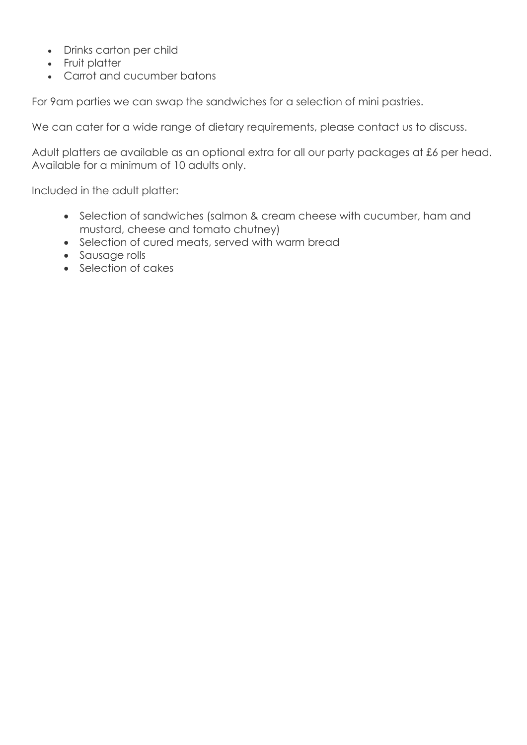- Drinks carton per child
- Fruit platter
- Carrot and cucumber batons

For 9am parties we can swap the sandwiches for a selection of mini pastries.

We can cater for a wide range of dietary requirements, please contact us to discuss.

Adult platters ae available as an optional extra for all our party packages at £6 per head. Available for a minimum of 10 adults only.

Included in the adult platter:

- Selection of sandwiches (salmon & cream cheese with cucumber, ham and mustard, cheese and tomato chutney)
- Selection of cured meats, served with warm bread
- Sausage rolls
- Selection of cakes